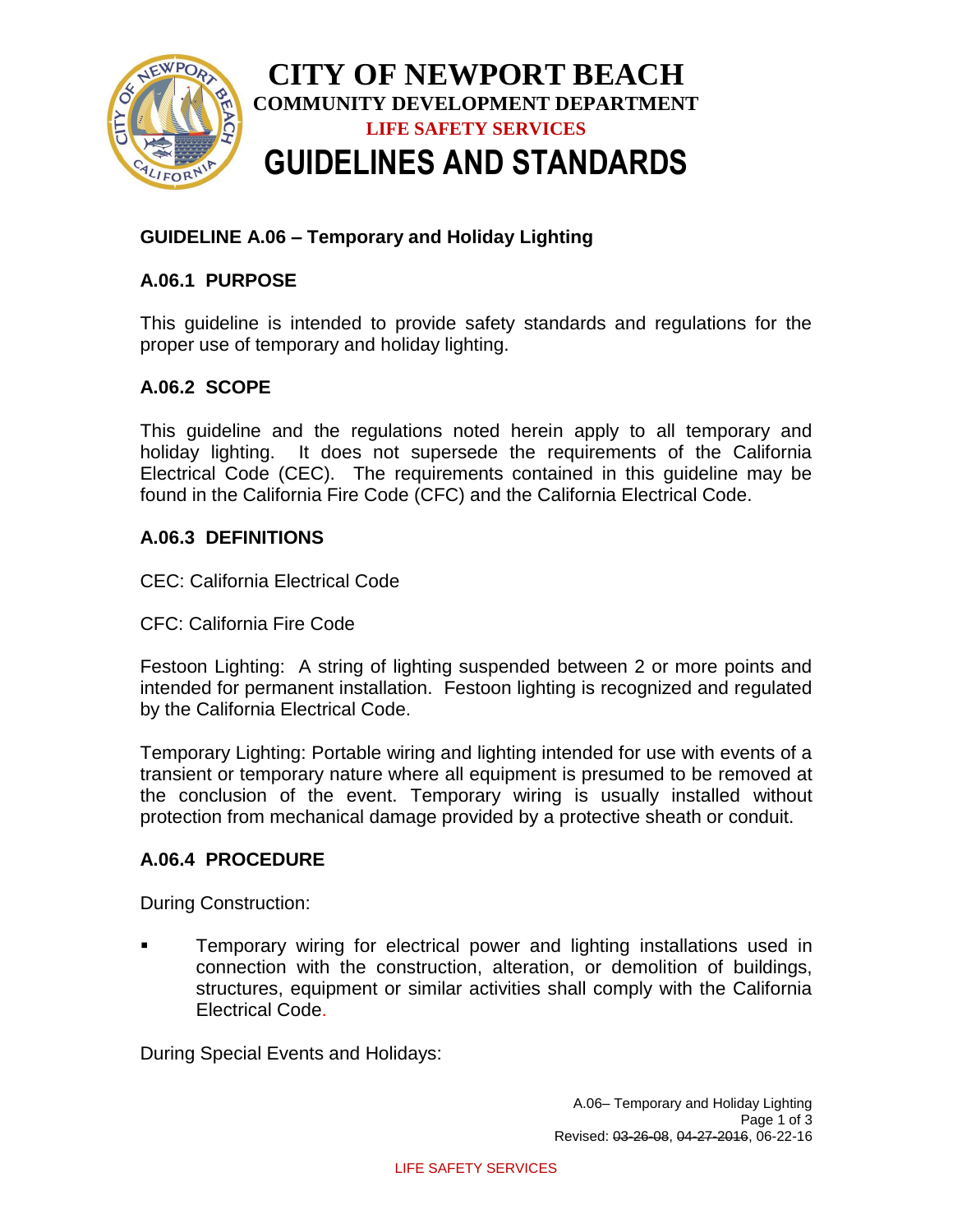# CITY OF NEWPORT BEACH

**COMMUNITY DEVELOPMENT DEPARTMENT**

**LIFE SAFETY SERVICES**

# GUIDELINES AND STANDARDS

## GUIDELINE A.06 – Temporary and Holiday Lighting

### A.06.1 PURPOSE

This guideline is intended to provide safety standards and regulations for the proper use of temporary and holiday lighting.

### A.06.2 SCOPE

This guideline and the regulations noted herein apply to all temporary and holiday lighting. It does not supersede the requirements of the California Electrical Code (CEC). The requirements contained in this guideline may be found in the California Fire Code (CFC) and the California Electrical Code.

### A.06.3 DEFINITIONS

CEC: California Electrical Code

CFC: California Fire Code

Festoon Lighting: A string of lighting suspended between 2 or more points and intended for permanent installation. Festoon lighting is recognized and regulated by the California Electrical Code.

Temporary Lighting: Portable wiring and lighting intended for use with events of a transient or temporary nature where all equipment is presumed to be removed at the conclusion of the event. Temporary wiring is usually installed without protection from mechanical damage provided by a protective sheath or conduit.

### A.06.4 PROCEDURE

During Construction:

- Temporary wiring for electrical power and lighting installations used in connection with the construction, alteration, or demolition of buildings, structures, equipment or similar activities shall comply with the California Electrical Code.

During Special Events and Holidays:

A.06– Temporary and Holiday Lighting

Revised: ~~03-26-08~~, ~~04-27-2016~~, 06-22-16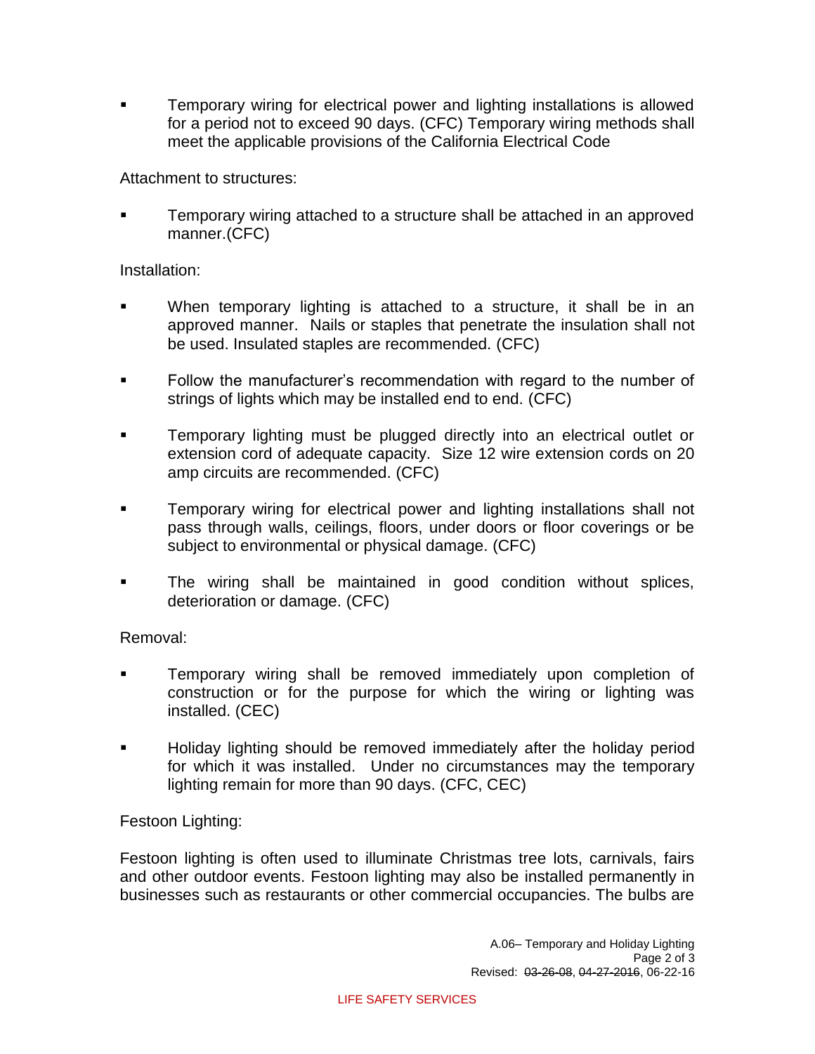- Temporary wiring for electrical power and lighting installations is allowed for a period not to exceed 90 days. (CFC) Temporary wiring methods shall meet the applicable provisions of the California Electrical Code

Attachment to structures:

- Temporary wiring attached to a structure shall be attached in an approved manner.(CFC)

Installation:

- When temporary lighting is attached to a structure, it shall be in an approved manner. Nails or staples that penetrate the insulation shall not be used. Insulated staples are recommended. (CFC)
- Follow the manufacturer's recommendation with regard to the number of strings of lights which may be installed end to end. (CFC)
- Temporary lighting must be plugged directly into an electrical outlet or extension cord of adequate capacity. Size 12 wire extension cords on 20 amp circuits are recommended. (CFC)
- Temporary wiring for electrical power and lighting installations shall not pass through walls, ceilings, floors, under doors or floor coverings or be subject to environmental or physical damage. (CFC)
- The wiring shall be maintained in good condition without splices, deterioration or damage. (CFC)

Removal:

- Temporary wiring shall be removed immediately upon completion of construction or for the purpose for which the wiring or lighting was installed. (CEC)
- Holiday lighting should be removed immediately after the holiday period for which it was installed. Under no circumstances may the temporary lighting remain for more than 90 days. (CFC, CEC)

Festoon Lighting:

Festoon lighting is often used to illuminate Christmas tree lots, carnivals, fairs and other outdoor events. Festoon lighting may also be installed permanently in businesses such as restaurants or other commercial occupancies. The bulbs are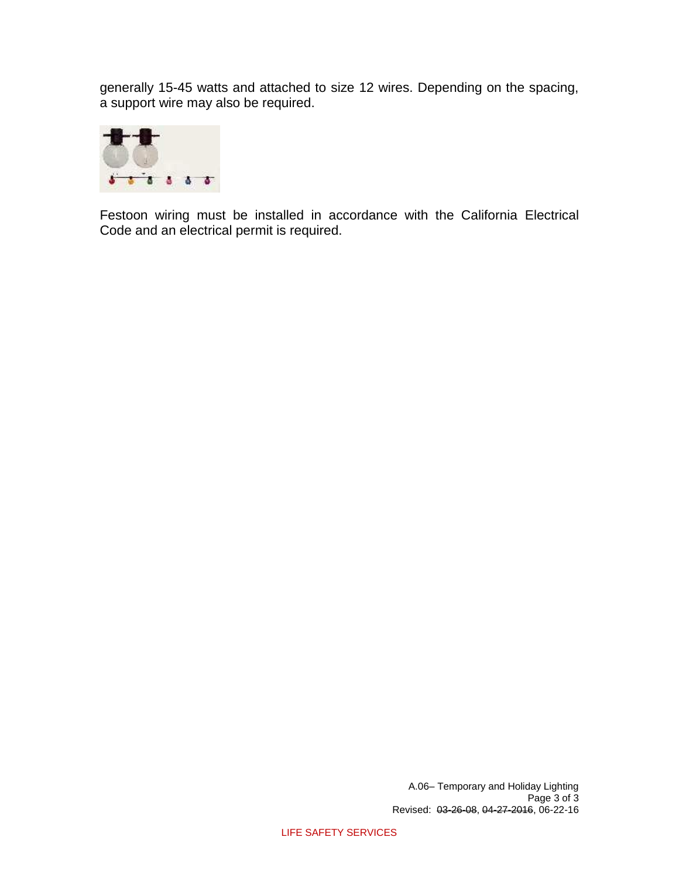generally 15-45 watts and attached to size 12 wires. Depending on the spacing, a support wire may also be required.

Festoon wiring must be installed in accordance with the California Electrical Code and an electrical permit is required.